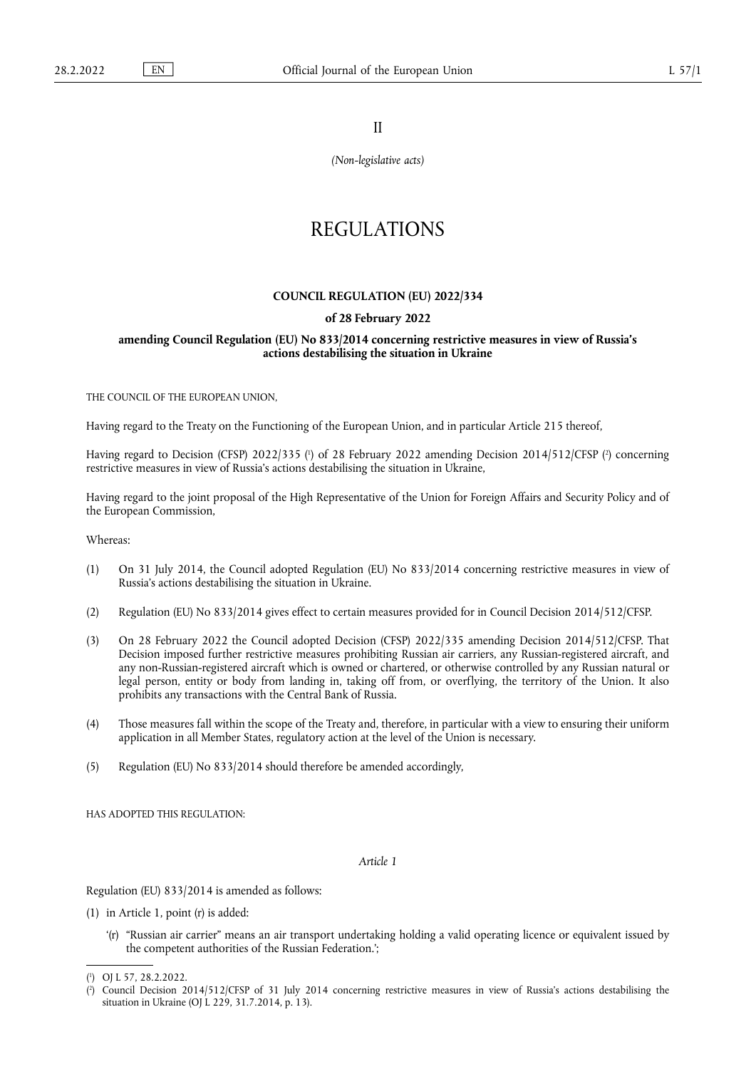II

*(Non-legislative acts)*

# REGULATIONS

## COUNCIL REGULATION (EU) 2022/334

### of 28 February 2022

### amending Council Regulation (EU) No 833/2014 concerning restrictive measures in view of Russia's actions destabilising the situation in Ukraine

THE COUNCIL OF THE EUROPEAN UNION,

Having regard to the Treaty on the Functioning of the European Union, and in particular Article 215 thereof,

Having regard to Decision (CFSP) 2022/335 ([1]) of 28 February 2022 amending Decision 2014/512/CFSP ([2]) concerning restrictive measures in view of Russia's actions destabilising the situation in Ukraine,

Having regard to the joint proposal of the High Representative of the Union for Foreign Affairs and Security Policy and of the European Commission,

Whereas:

(1) On 31 July 2014, the Council adopted Regulation (EU) No 833/2014 concerning restrictive measures in view of Russia's actions destabilising the situation in Ukraine.

(2) Regulation (EU) No 833/2014 gives effect to certain measures provided for in Council Decision 2014/512/CFSP.

(3) On 28 February 2022 the Council adopted Decision (CFSP) 2022/335 amending Decision 2014/512/CFSP. That Decision imposed further restrictive measures prohibiting Russian air carriers, any Russian-registered aircraft, and any non-Russian-registered aircraft which is owned or chartered, or otherwise controlled by any Russian natural or legal person, entity or body from landing in, taking off from, or overflying, the territory of the Union. It also prohibits any transactions with the Central Bank of Russia.

(4) Those measures fall within the scope of the Treaty and, therefore, in particular with a view to ensuring their uniform application in all Member States, regulatory action at the level of the Union is necessary.

(5) Regulation (EU) No 833/2014 should therefore be amended accordingly,

HAS ADOPTED THIS REGULATION:

*Article 1*

Regulation (EU) 833/2014 is amended as follows:

(1) in Article 1, point (r) is added:

'(r) "Russian air carrier" means an air transport undertaking holding a valid operating licence or equivalent issued by the competent authorities of the Russian Federation.';

---

([1]) OJ L 57, 28.2.2022.

([2]) Council Decision 2014/512/CFSP of 31 July 2014 concerning restrictive measures in view of Russia's actions destabilising the situation in Ukraine (OJ L 229, 31.7.2014, p. 13).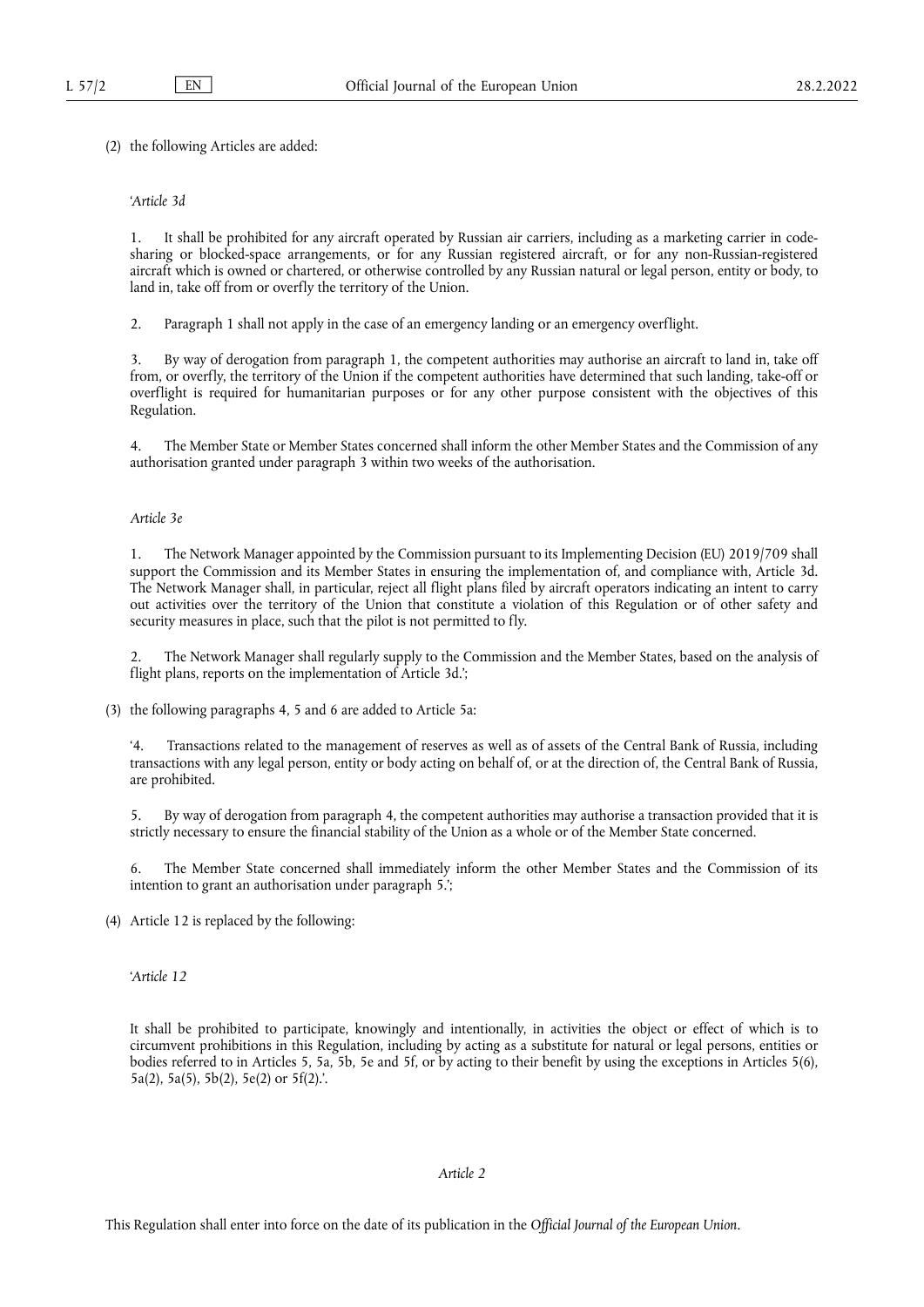(2) the following Articles are added:

'*Article 3d*

1. It shall be prohibited for any aircraft operated by Russian air carriers, including as a marketing carrier in code-sharing or blocked-space arrangements, or for any Russian registered aircraft, or for any non-Russian-registered aircraft which is owned or chartered, or otherwise controlled by any Russian natural or legal person, entity or body, to land in, take off from or overfly the territory of the Union.

2. Paragraph 1 shall not apply in the case of an emergency landing or an emergency overflight.

3. By way of derogation from paragraph 1, the competent authorities may authorise an aircraft to land in, take off from, or overfly, the territory of the Union if the competent authorities have determined that such landing, take-off or overflight is required for humanitarian purposes or for any other purpose consistent with the objectives of this Regulation.

4. The Member State or Member States concerned shall inform the other Member States and the Commission of any authorisation granted under paragraph 3 within two weeks of the authorisation.

*Article 3e*

1. The Network Manager appointed by the Commission pursuant to its Implementing Decision (EU) 2019/709 shall support the Commission and its Member States in ensuring the implementation of, and compliance with, Article 3d. The Network Manager shall, in particular, reject all flight plans filed by aircraft operators indicating an intent to carry out activities over the territory of the Union that constitute a violation of this Regulation or of other safety and security measures in place, such that the pilot is not permitted to fly.

2. The Network Manager shall regularly supply to the Commission and the Member States, based on the analysis of flight plans, reports on the implementation of Article 3d.';

(3) the following paragraphs 4, 5 and 6 are added to Article 5a:

'4. Transactions related to the management of reserves as well as of assets of the Central Bank of Russia, including transactions with any legal person, entity or body acting on behalf of, or at the direction of, the Central Bank of Russia, are prohibited.

5. By way of derogation from paragraph 4, the competent authorities may authorise a transaction provided that it is strictly necessary to ensure the financial stability of the Union as a whole or of the Member State concerned.

6. The Member State concerned shall immediately inform the other Member States and the Commission of its intention to grant an authorisation under paragraph 5.';

(4) Article 12 is replaced by the following:

'*Article 12*

It shall be prohibited to participate, knowingly and intentionally, in activities the object or effect of which is to circumvent prohibitions in this Regulation, including by acting as a substitute for natural or legal persons, entities or bodies referred to in Articles 5, 5a, 5b, 5e and 5f, or by acting to their benefit by using the exceptions in Articles 5(6), 5a(2), 5a(5), 5b(2), 5e(2) or 5f(2).'.

*Article 2*

This Regulation shall enter into force on the date of its publication in the *Official Journal of the European Union*.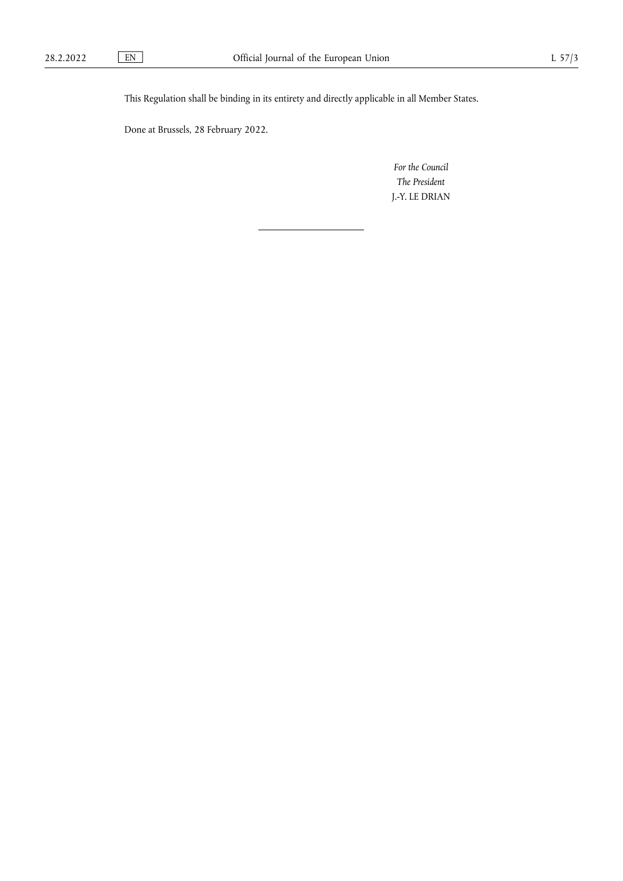This Regulation shall be binding in its entirety and directly applicable in all Member States.

Done at Brussels, 28 February 2022.

*For the Council*

*The President*

J.-Y. LE DRIAN